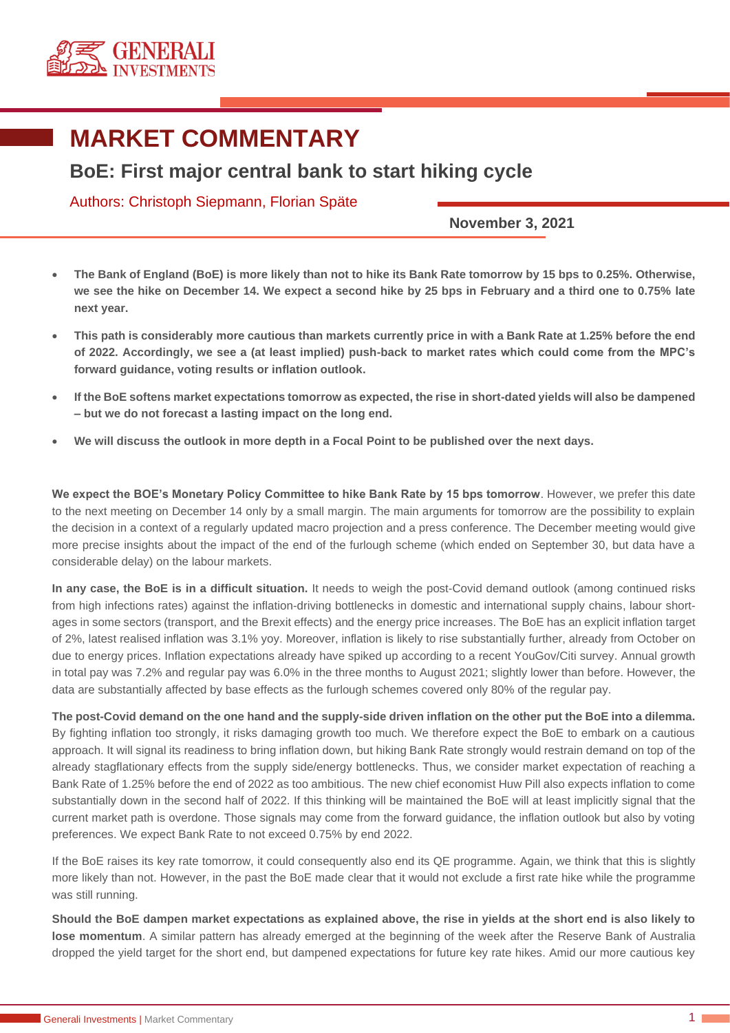# MARKET COMMENTARY

## BoE: First major central bank to start hiking cycle

Authors: Christoph Siepmann, Florian Späte

**November 3, 2021**

- **The Bank of England (BoE) is more likely than not to hike its Bank Rate tomorrow by 15 bps to 0.25%. Otherwise, we see the hike on December 14. We expect a second hike by 25 bps in February and a third one to 0.75% late next year.**
- **This path is considerably more cautious than markets currently price in with a Bank Rate at 1.25% before the end of 2022. Accordingly, we see a (at least implied) push-back to market rates which could come from the MPC's forward guidance, voting results or inflation outlook.**
- **If the BoE softens market expectations tomorrow as expected, the rise in short-dated yields will also be dampened – but we do not forecast a lasting impact on the long end.**
- **We will discuss the outlook in more depth in a Focal Point to be published over the next days.**

**We expect the BOE's Monetary Policy Committee to hike Bank Rate by 15 bps tomorrow**. However, we prefer this date to the next meeting on December 14 only by a small margin. The main arguments for tomorrow are the possibility to explain the decision in a context of a regularly updated macro projection and a press conference. The December meeting would give more precise insights about the impact of the end of the furlough scheme (which ended on September 30, but data have a considerable delay) on the labour markets.

**In any case, the BoE is in a difficult situation.** It needs to weigh the post-Covid demand outlook (among continued risks from high infections rates) against the inflation-driving bottlenecks in domestic and international supply chains, labour shortages in some sectors (transport, and the Brexit effects) and the energy price increases. The BoE has an explicit inflation target of 2%, latest realised inflation was 3.1% yoy. Moreover, inflation is likely to rise substantially further, already from October on due to energy prices. Inflation expectations already have spiked up according to a recent YouGov/Citi survey. Annual growth in total pay was 7.2% and regular pay was 6.0% in the three months to August 2021; slightly lower than before. However, the data are substantially affected by base effects as the furlough schemes covered only 80% of the regular pay.

**The post-Covid demand on the one hand and the supply-side driven inflation on the other put the BoE into a dilemma.** By fighting inflation too strongly, it risks damaging growth too much. We therefore expect the BoE to embark on a cautious approach. It will signal its readiness to bring inflation down, but hiking Bank Rate strongly would restrain demand on top of the already stagflationary effects from the supply side/energy bottlenecks. Thus, we consider market expectation of reaching a Bank Rate of 1.25% before the end of 2022 as too ambitious. The new chief economist Huw Pill also expects inflation to come substantially down in the second half of 2022. If this thinking will be maintained the BoE will at least implicitly signal that the current market path is overdone. Those signals may come from the forward guidance, the inflation outlook but also by voting preferences. We expect Bank Rate to not exceed 0.75% by end 2022.

If the BoE raises its key rate tomorrow, it could consequently also end its QE programme. Again, we think that this is slightly more likely than not. However, in the past the BoE made clear that it would not exclude a first rate hike while the programme was still running.

**Should the BoE dampen market expectations as explained above, the rise in yields at the short end is also likely to lose momentum**. A similar pattern has already emerged at the beginning of the week after the Reserve Bank of Australia dropped the yield target for the short end, but dampened expectations for future key rate hikes. Amid our more cautious key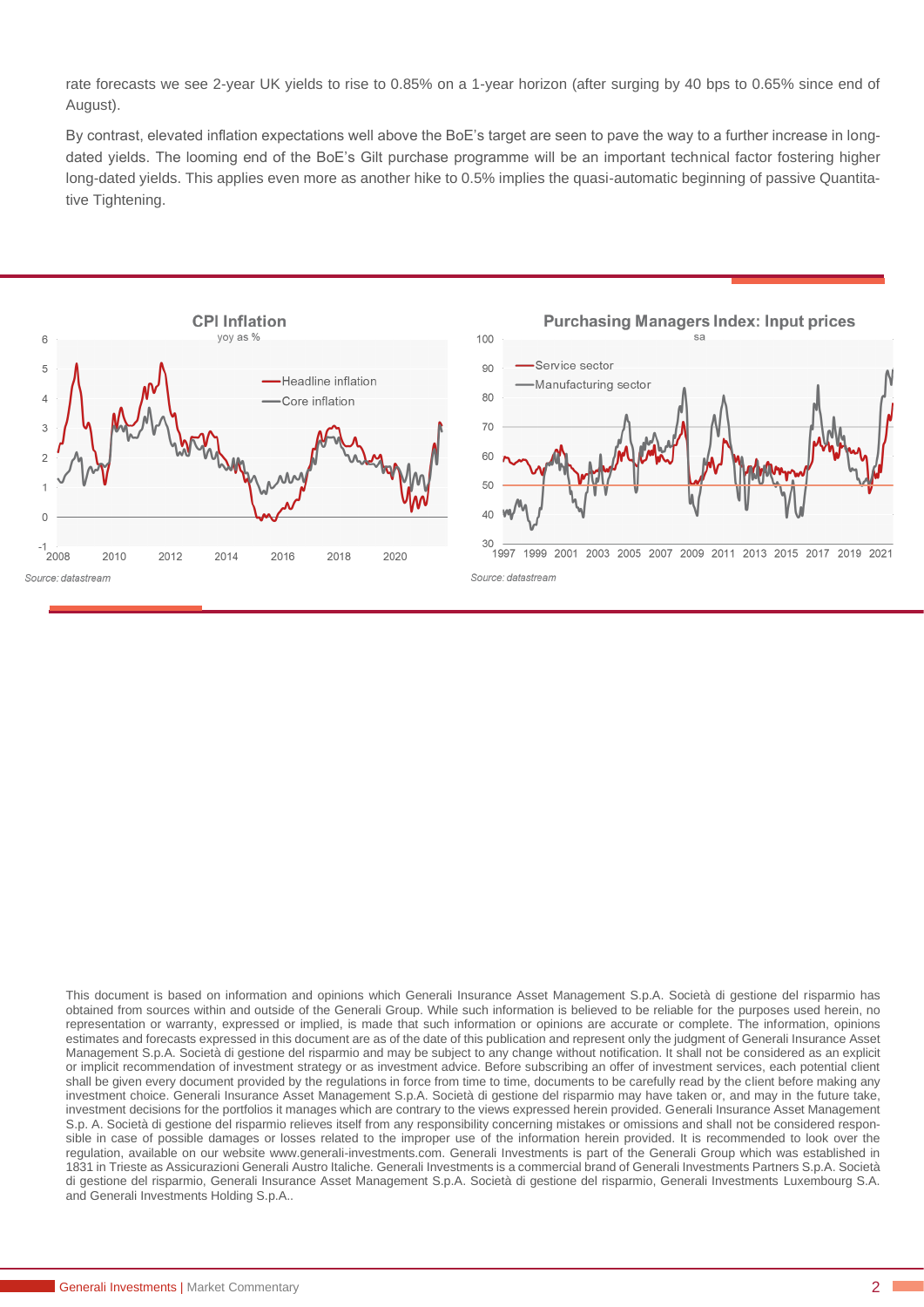rate forecasts we see 2-year UK yields to rise to 0.85% on a 1-year horizon (after surging by 40 bps to 0.65% since end of August).

By contrast, elevated inflation expectations well above the BoE's target are seen to pave the way to a further increase in long-dated yields. The looming end of the BoE's Gilt purchase programme will be an important technical factor fostering higher long-dated yields. This applies even more as another hike to 0.5% implies the quasi-automatic beginning of passive Quantitative Tightening.

**CPI Inflation**
yoy as %
6
5
4
3
2
1
0
-1
2008 2010 2012 2014 2016 2018 2020
Headline inflation
Core inflation

*Source: datastream*

**Purchasing Managers Index: Input prices**
sa
100
90
80
70
60
50
40
30
1997 1999 2001 2003 2005 2007 2009 2011 2013 2015 2017 2019 2021
Service sector
Manufacturing sector

*Source: datastream*

This document is based on information and opinions which Generali Insurance Asset Management S.p.A. Società di gestione del risparmio has obtained from sources within and outside of the Generali Group. While such information is believed to be reliable for the purposes used herein, no representation or warranty, expressed or implied, is made that such information or opinions are accurate or complete. The information, opinions estimates and forecasts expressed in this document are as of the date of this publication and represent only the judgment of Generali Insurance Asset Management S.p.A. Società di gestione del risparmio and may be subject to any change without notification. It shall not be considered as an explicit or implicit recommendation of investment strategy or as investment advice. Before subscribing an offer of investment services, each potential client shall be given every document provided by the regulations in force from time to time, documents to be carefully read by the client before making any investment choice. Generali Insurance Asset Management S.p.A. Società di gestione del risparmio may have taken or, and may in the future take, investment decisions for the portfolios it manages which are contrary to the views expressed herein provided. Generali Insurance Asset Management S.p. A. Società di gestione del risparmio relieves itself from any responsibility concerning mistakes or omissions and shall not be considered responsible in case of possible damages or losses related to the improper use of the information herein provided. It is recommended to look over the regulation, available on our website www.generali-investments.com. Generali Investments is part of the Generali Group which was established in 1831 in Trieste as Assicurazioni Generali Austro Italiche. Generali Investments is a commercial brand of Generali Investments Partners S.p.A. Società di gestione del risparmio, Generali Insurance Asset Management S.p.A. Società di gestione del risparmio, Generali Investments Luxembourg S.A. and Generali Investments Holding S.p.A..